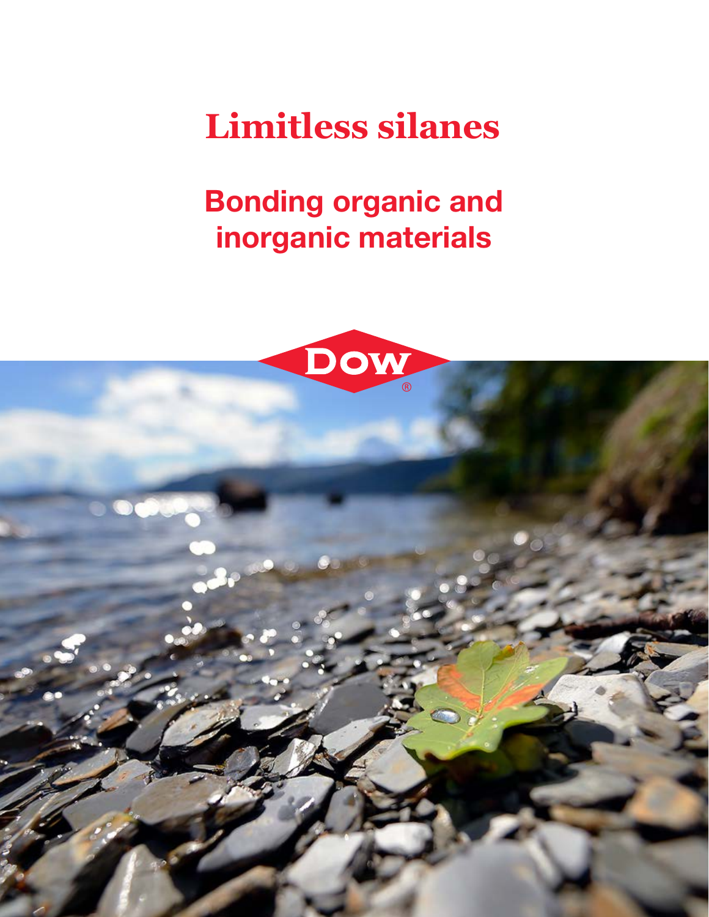# Limitless silanes

## Bonding organic and inorganic materials

DOW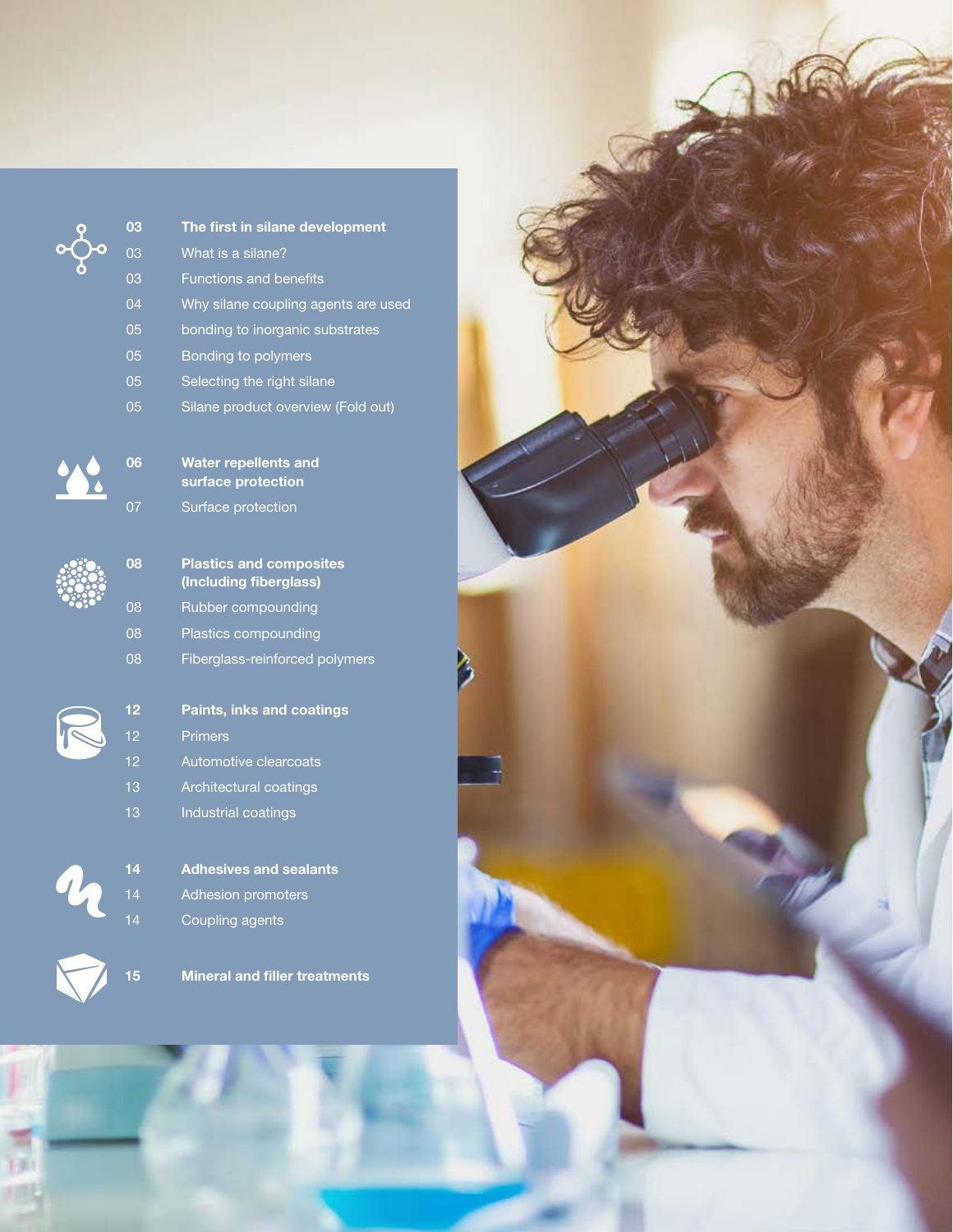| | |
|---|---|
| **03** | **The first in silane development** |
| 03 | What is a silane? |
| 03 | Functions and benefits |
| 04 | Why silane coupling agents are used |
| 05 | bonding to inorganic substrates |
| 05 | Bonding to polymers |
| 05 | Selecting the right silane |
| 05 | Silane product overview (Fold out) |
| **06** | **Water repellents and surface protection** |
| 07 | Surface protection |
| **08** | **Plastics and composites (Including fiberglass)** |
| 08 | Rubber compounding |
| 08 | Plastics compounding |
| 08 | Fiberglass-reinforced polymers |
| **12** | **Paints, inks and coatings** |
| 12 | Primers |
| 12 | Automotive clearcoats |
| 13 | Architectural coatings |
| 13 | Industrial coatings |
| **14** | **Adhesives and sealants** |
| 14 | Adhesion promoters |
| 14 | Coupling agents |
| **15** | **Mineral and filler treatments** |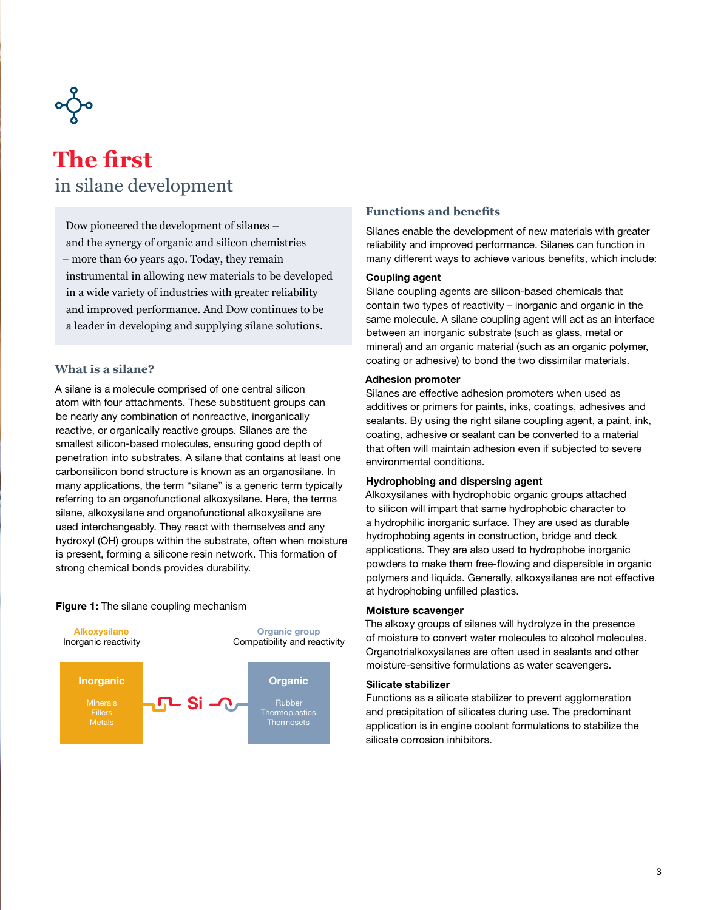# The first

## in silane development

Dow pioneered the development of silanes – and the synergy of organic and silicon chemistries – more than 60 years ago. Today, they remain instrumental in allowing new materials to be developed in a wide variety of industries with greater reliability and improved performance. And Dow continues to be a leader in developing and supplying silane solutions.

### What is a silane?

A silane is a molecule comprised of one central silicon atom with four attachments. These substituent groups can be nearly any combination of nonreactive, inorganically reactive, or organically reactive groups. Silanes are the smallest silicon-based molecules, ensuring good depth of penetration into substrates. A silane that contains at least one carbonsilicon bond structure is known as an organosilane. In many applications, the term "silane" is a generic term typically referring to an organofunctional alkoxysilane. Here, the terms silane, alkoxysilane and organofunctional alkoxysilane are used interchangeably. They react with themselves and any hydroxyl (OH) groups within the substrate, often when moisture is present, forming a silicone resin network. This formation of strong chemical bonds provides durability.

**Figure 1:** The silane coupling mechanism

Alkoxysilane
Inorganic reactivity

Organic group
Compatibility and reactivity

Inorganic
Minerals
Fillers
Metals

Si

Organic
Rubber
Thermoplastics
Thermosets

### Functions and benefits

Silanes enable the development of new materials with greater reliability and improved performance. Silanes can function in many different ways to achieve various benefits, which include:

**Coupling agent**

Silane coupling agents are silicon-based chemicals that contain two types of reactivity – inorganic and organic in the same molecule. A silane coupling agent will act as an interface between an inorganic substrate (such as glass, metal or mineral) and an organic material (such as an organic polymer, coating or adhesive) to bond the two dissimilar materials.

**Adhesion promoter**

Silanes are effective adhesion promoters when used as additives or primers for paints, inks, coatings, adhesives and sealants. By using the right silane coupling agent, a paint, ink, coating, adhesive or sealant can be converted to a material that often will maintain adhesion even if subjected to severe environmental conditions.

**Hydrophobing and dispersing agent**

Alkoxysilanes with hydrophobic organic groups attached to silicon will impart that same hydrophobic character to a hydrophilic inorganic surface. They are used as durable hydrophobing agents in construction, bridge and deck applications. They are also used to hydrophobe inorganic powders to make them free-flowing and dispersible in organic polymers and liquids. Generally, alkoxysilanes are not effective at hydrophobing unfilled plastics.

**Moisture scavenger**

The alkoxy groups of silanes will hydrolyze in the presence of moisture to convert water molecules to alcohol molecules. Organotrialkoxysilanes are often used in sealants and other moisture-sensitive formulations as water scavengers.

**Silicate stabilizer**

Functions as a silicate stabilizer to prevent agglomeration and precipitation of silicates during use. The predominant application is in engine coolant formulations to stabilize the silicate corrosion inhibitors.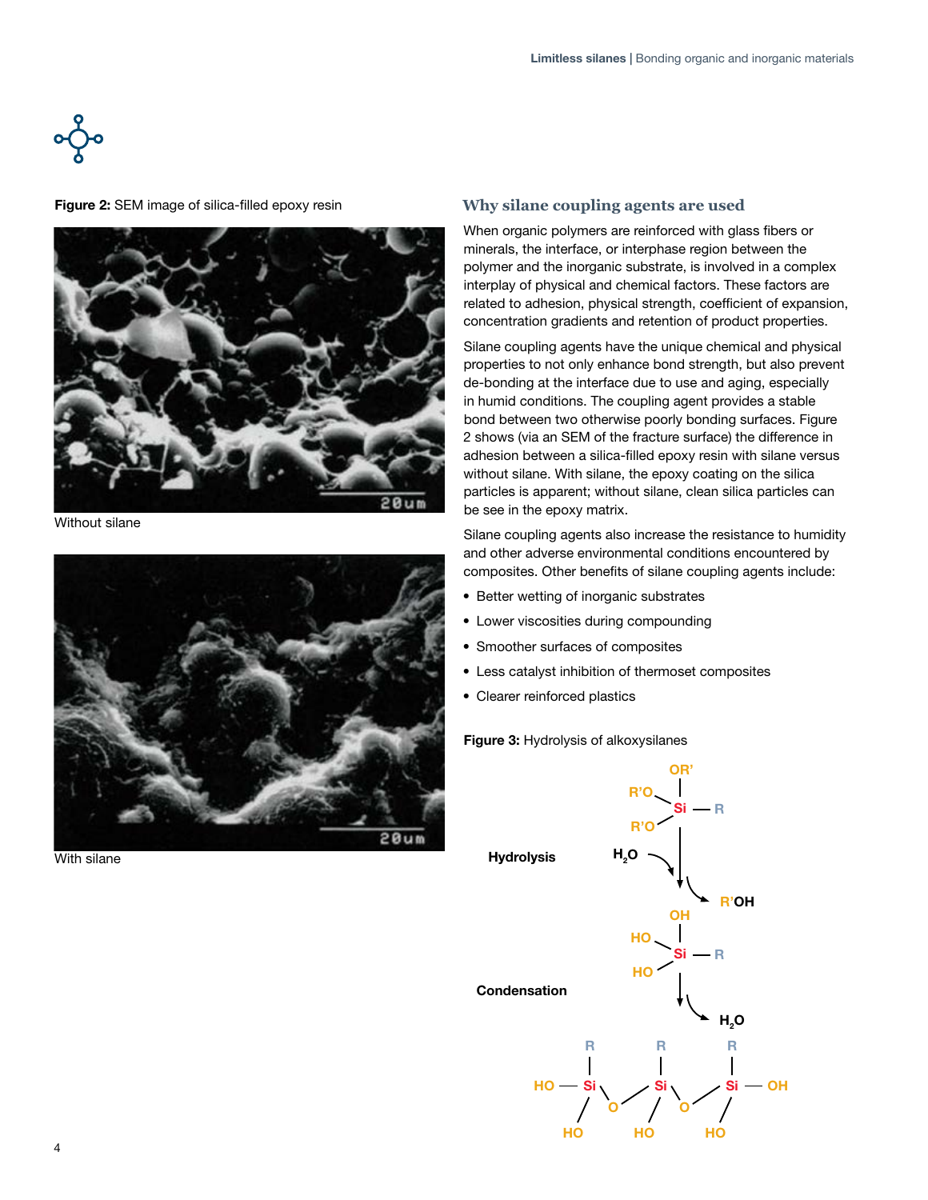**Figure 2:** SEM image of silica-filled epoxy resin

Without silane

With silane

## Why silane coupling agents are used

When organic polymers are reinforced with glass fibers or minerals, the interface, or interphase region between the polymer and the inorganic substrate, is involved in a complex interplay of physical and chemical factors. These factors are related to adhesion, physical strength, coefficient of expansion, concentration gradients and retention of product properties.

Silane coupling agents have the unique chemical and physical properties to not only enhance bond strength, but also prevent de-bonding at the interface due to use and aging, especially in humid conditions. The coupling agent provides a stable bond between two otherwise poorly bonding surfaces. Figure 2 shows (via an SEM of the fracture surface) the difference in adhesion between a silica-filled epoxy resin with silane versus without silane. With silane, the epoxy coating on the silica particles is apparent; without silane, clean silica particles can be see in the epoxy matrix.

Silane coupling agents also increase the resistance to humidity and other adverse environmental conditions encountered by composites. Other benefits of silane coupling agents include:

- Better wetting of inorganic substrates
- Lower viscosities during compounding
- Smoother surfaces of composites
- Less catalyst inhibition of thermoset composites
- Clearer reinforced plastics

**Figure 3:** Hydrolysis of alkoxysilanes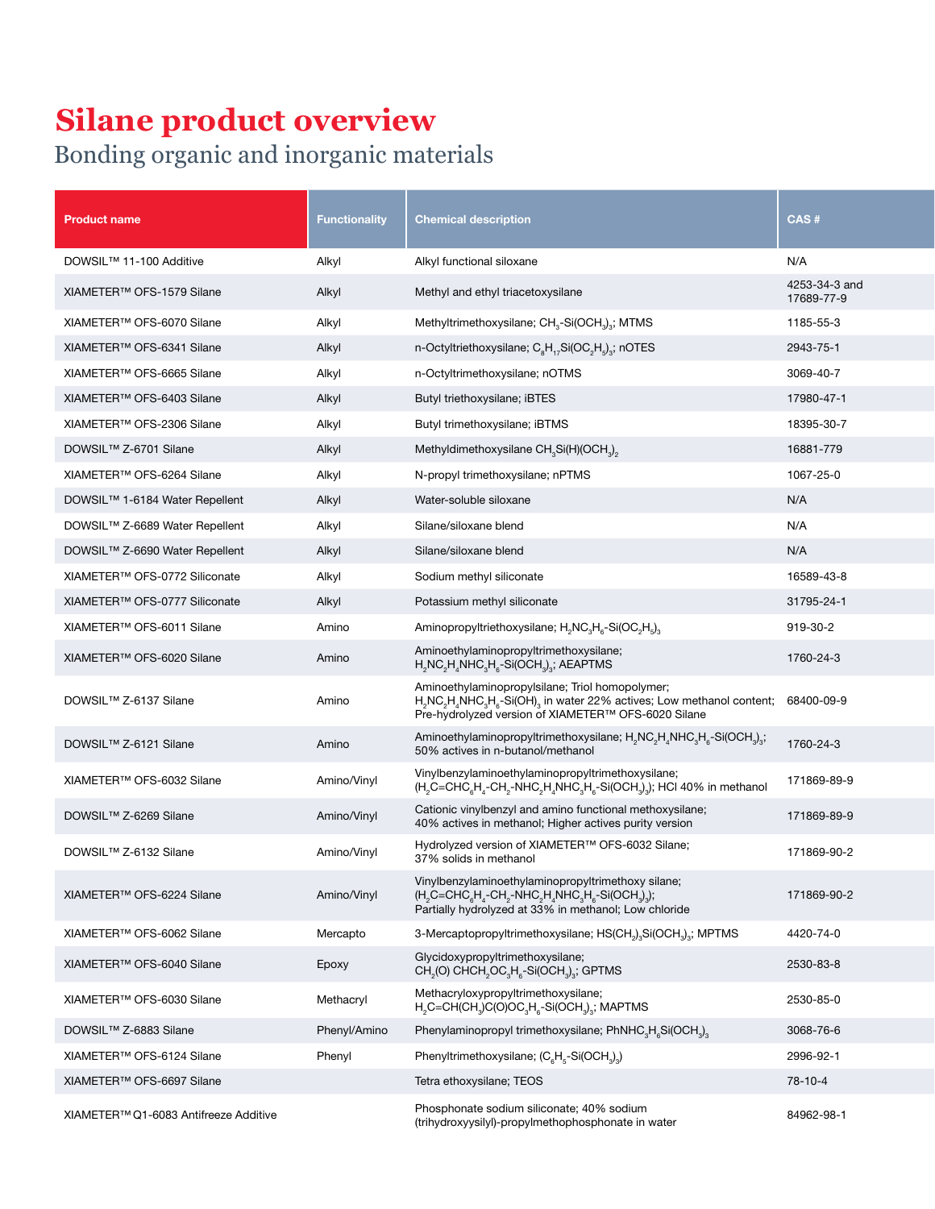# Silane product overview

## Bonding organic and inorganic materials

| Product name | Functionality | Chemical description | CAS # |
|---|---|---|---|
| DOWSIL™ 11-100 Additive | Alkyl | Alkyl functional siloxane | N/A |
| XIAMETER™ OFS-1579 Silane | Alkyl | Methyl and ethyl triacetoxysilane | 4253-34-3 and 17689-77-9 |
| XIAMETER™ OFS-6070 Silane | Alkyl | Methyltrimethoxysilane; $CH_3$-$Si(OCH_3)_3$; MTMS | 1185-55-3 |
| XIAMETER™ OFS-6341 Silane | Alkyl | n-Octyltriethoxysilane; $C_8H_{17}Si(OC_2H_5)_3$; nOTES | 2943-75-1 |
| XIAMETER™ OFS-6665 Silane | Alkyl | n-Octyltrimethoxysilane; nOTMS | 3069-40-7 |
| XIAMETER™ OFS-6403 Silane | Alkyl | Butyl triethoxysilane; iBTES | 17980-47-1 |
| XIAMETER™ OFS-2306 Silane | Alkyl | Butyl trimethoxysilane; iBTMS | 18395-30-7 |
| DOWSIL™ Z-6701 Silane | Alkyl | Methyldimethoxysilane $CH_3Si(H)(OCH_3)_2$ | 16881-779 |
| XIAMETER™ OFS-6264 Silane | Alkyl | N-propyl trimethoxysilane; nPTMS | 1067-25-0 |
| DOWSIL™ 1-6184 Water Repellent | Alkyl | Water-soluble siloxane | N/A |
| DOWSIL™ Z-6689 Water Repellent | Alkyl | Silane/siloxane blend | N/A |
| DOWSIL™ Z-6690 Water Repellent | Alkyl | Silane/siloxane blend | N/A |
| XIAMETER™ OFS-0772 Siliconate | Alkyl | Sodium methyl siliconate | 16589-43-8 |
| XIAMETER™ OFS-0777 Siliconate | Alkyl | Potassium methyl siliconate | 31795-24-1 |
| XIAMETER™ OFS-6011 Silane | Amino | Aminopropyltriethoxysilane; $H_2NC_3H_6$-$Si(OC_2H_5)_3$ | 919-30-2 |
| XIAMETER™ OFS-6020 Silane | Amino | Aminoethylaminopropyltrimethoxysilane; $H_2NC_2H_4NHC_3H_6$-$Si(OCH_3)_3$; AEAPTMS | 1760-24-3 |
| DOWSIL™ Z-6137 Silane | Amino | Aminoethylaminopropylsilane; Triol homopolymer; $H_2NC_2H_4NHC_3H_6$-$Si(OH)_3$ in water 22% actives; Low methanol content; Pre-hydrolyzed version of XIAMETER™ OFS-6020 Silane | 68400-09-9 |
| DOWSIL™ Z-6121 Silane | Amino | Aminoethylaminopropyltrimethoxysilane; $H_2NC_2H_4NHC_3H_6$-$Si(OCH_3)_3$; 50% actives in n-butanol/methanol | 1760-24-3 |
| XIAMETER™ OFS-6032 Silane | Amino/Vinyl | Vinylbenzylaminoethylaminopropyltrimethoxysilane; ($H_2C$=$CHC_6H_4$-$CH_2$-$NHC_2H_4NHC_3H_6$-$Si(OCH_3)_3$); HCl 40% in methanol | 171869-89-9 |
| DOWSIL™ Z-6269 Silane | Amino/Vinyl | Cationic vinylbenzyl and amino functional methoxysilane; 40% actives in methanol; Higher actives purity version | 171869-89-9 |
| DOWSIL™ Z-6132 Silane | Amino/Vinyl | Hydrolyzed version of XIAMETER™ OFS-6032 Silane; 37% solids in methanol | 171869-90-2 |
| XIAMETER™ OFS-6224 Silane | Amino/Vinyl | Vinylbenzylaminoethylaminopropyltrimethoxy silane; ($H_2C$=$CHC_6H_4$-$CH_2$-$NHC_2H_4NHC_3H_6$-$Si(OCH_3)_3$); Partially hydrolyzed at 33% in methanol; Low chloride | 171869-90-2 |
| XIAMETER™ OFS-6062 Silane | Mercapto | 3-Mercaptopropyltrimethoxysilane; $HS(CH_2)_3Si(OCH_3)_3$; MPTMS | 4420-74-0 |
| XIAMETER™ OFS-6040 Silane | Epoxy | Glycidoxypropyltrimethoxysilane; $CH_2(O)$ $CHCH_2OC_3H_6$-$Si(OCH_3)_3$; GPTMS | 2530-83-8 |
| XIAMETER™ OFS-6030 Silane | Methacryl | Methacryloxypropyltrimethoxysilane; $H_2C$=$CH(CH_3)C(O)OC_3H_6$-$Si(OCH_3)_3$; MAPTMS | 2530-85-0 |
| DOWSIL™ Z-6883 Silane | Phenyl/Amino | Phenylaminopropyl trimethoxysilane; $PhNHC_3H_6Si(OCH_3)_3$ | 3068-76-6 |
| XIAMETER™ OFS-6124 Silane | Phenyl | Phenyltrimethoxysilane; ($C_6H_5$-$Si(OCH_3)_3$) | 2996-92-1 |
| XIAMETER™ OFS-6697 Silane | | Tetra ethoxysilane; TEOS | 78-10-4 |
| XIAMETER™ Q1-6083 Antifreeze Additive | | Phosphonate sodium siliconate; 40% sodium (trihydroxyysilyl)-propylmethophosphonate in water | 84962-98-1 |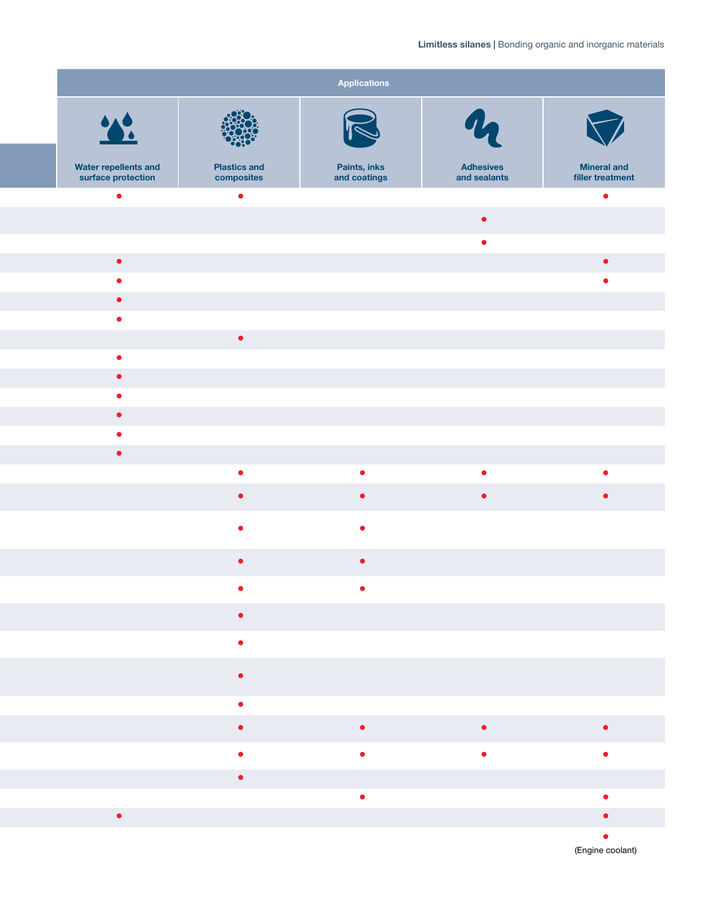| | Applications | | | | |
|---|---|---|---|---|---|
| | Water repellents and surface protection | Plastics and composites | Paints, inks and coatings | Adhesives and sealants | Mineral and filler treatment |
| | ● | ● | | | ● |
| | | | | ● | |
| | | | | ● | |
| | ● | | | | ● |
| | ● | | | | ● |
| | ● | | | | |
| | ● | | | | |
| | | ● | | | |
| | ● | | | | |
| | ● | | | | |
| | ● | | | | |
| | ● | | | | |
| | ● | | | | |
| | ● | | | | |
| | | ● | ● | ● | ● |
| | | ● | ● | ● | ● |
| | | ● | ● | | |
| | | ● | ● | | |
| | | ● | ● | | |
| | | ● | | | |
| | | ● | | | |
| | | ● | | | |
| | | ● | | | |
| | | ● | ● | ● | ● |
| | | ● | ● | ● | ● |
| | | ● | | | |
| | | | ● | | ● |
| | ● | | | | ● |
| | | | | | ● (Engine coolant) |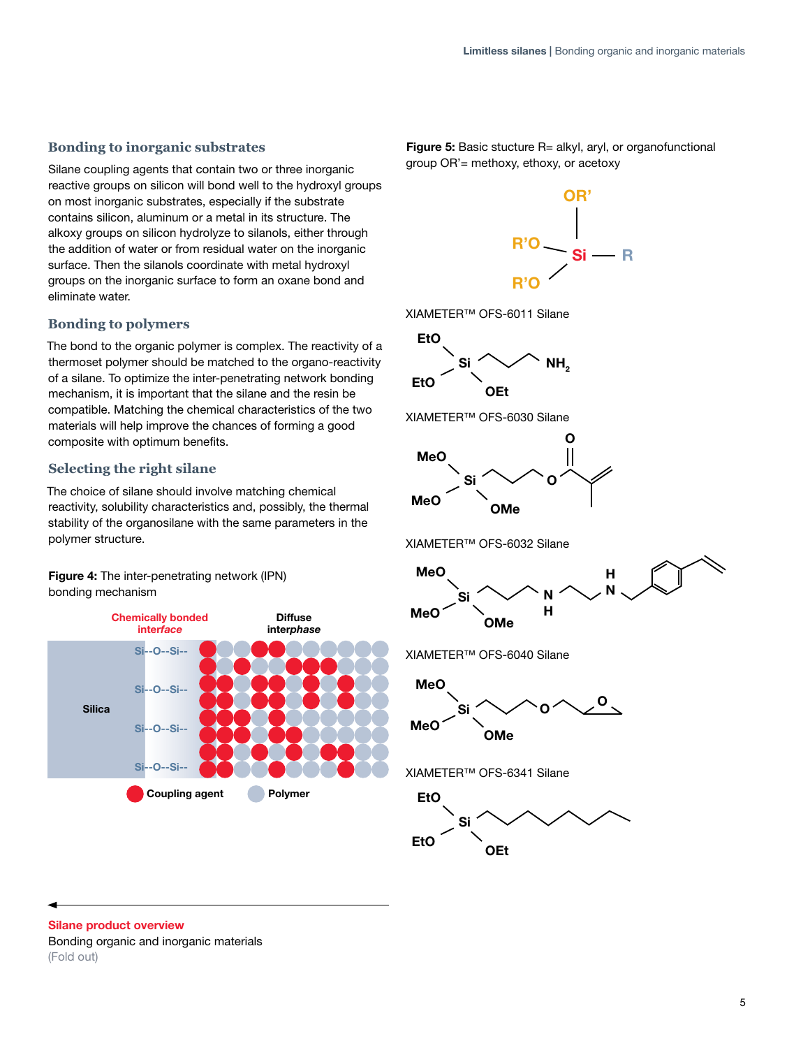## Bonding to inorganic substrates

Silane coupling agents that contain two or three inorganic reactive groups on silicon will bond well to the hydroxyl groups on most inorganic substrates, especially if the substrate contains silicon, aluminum or a metal in its structure. The alkoxy groups on silicon hydrolyze to silanols, either through the addition of water or from residual water on the inorganic surface. Then the silanols coordinate with metal hydroxyl groups on the inorganic surface to form an oxane bond and eliminate water.

## Bonding to polymers

The bond to the organic polymer is complex. The reactivity of a thermoset polymer should be matched to the organo-reactivity of a silane. To optimize the inter-penetrating network bonding mechanism, it is important that the silane and the resin be compatible. Matching the chemical characteristics of the two materials will help improve the chances of forming a good composite with optimum benefits.

## Selecting the right silane

The choice of silane should involve matching chemical reactivity, solubility characteristics and, possibly, the thermal stability of the organosilane with the same parameters in the polymer structure.

**Figure 4:** The inter-penetrating network (IPN) bonding mechanism

Chemically bonded *interface* — Diffuse inter*phase*

Silica — Si--O--Si--

Coupling agent — Polymer

**Figure 5:** Basic stucture R= alkyl, aryl, or organofunctional group OR'= methoxy, ethoxy, or acetoxy

XIAMETER™ OFS-6011 Silane

XIAMETER™ OFS-6030 Silane

XIAMETER™ OFS-6032 Silane

XIAMETER™ OFS-6040 Silane

XIAMETER™ OFS-6341 Silane

**Silane product overview**

Bonding organic and inorganic materials

(Fold out)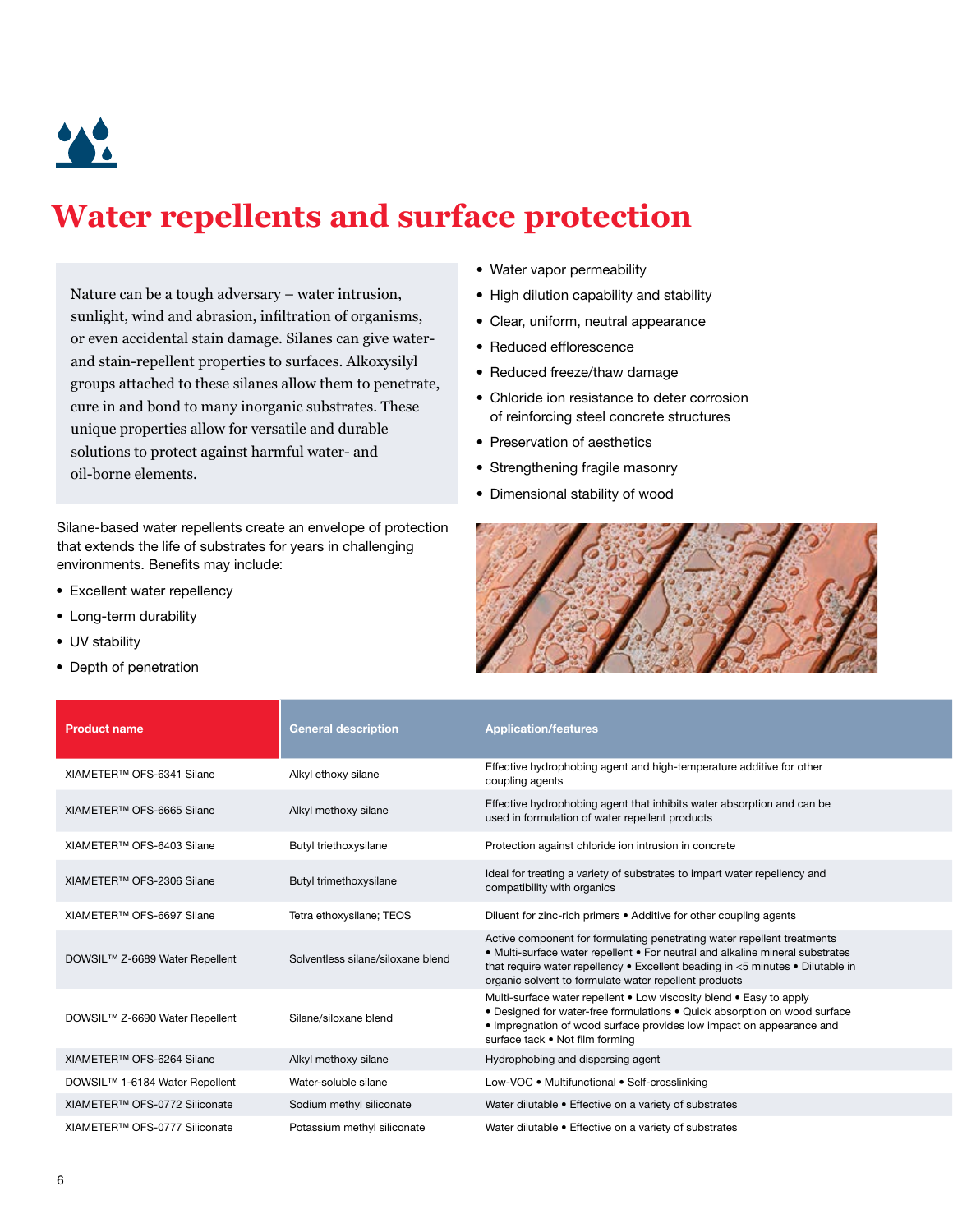# Water repellents and surface protection

Nature can be a tough adversary – water intrusion, sunlight, wind and abrasion, infiltration of organisms, or even accidental stain damage. Silanes can give water- and stain-repellent properties to surfaces. Alkoxysilyl groups attached to these silanes allow them to penetrate, cure in and bond to many inorganic substrates. These unique properties allow for versatile and durable solutions to protect against harmful water- and oil-borne elements.

Silane-based water repellents create an envelope of protection that extends the life of substrates for years in challenging environments. Benefits may include:

- Excellent water repellency
- Long-term durability
- UV stability
- Depth of penetration
- Water vapor permeability
- High dilution capability and stability
- Clear, uniform, neutral appearance
- Reduced efflorescence
- Reduced freeze/thaw damage
- Chloride ion resistance to deter corrosion of reinforcing steel concrete structures
- Preservation of aesthetics
- Strengthening fragile masonry
- Dimensional stability of wood

| Product name | General description | Application/features |
|---|---|---|
| XIAMETER™ OFS-6341 Silane | Alkyl ethoxy silane | Effective hydrophobing agent and high-temperature additive for other coupling agents |
| XIAMETER™ OFS-6665 Silane | Alkyl methoxy silane | Effective hydrophobing agent that inhibits water absorption and can be used in formulation of water repellent products |
| XIAMETER™ OFS-6403 Silane | Butyl triethoxysilane | Protection against chloride ion intrusion in concrete |
| XIAMETER™ OFS-2306 Silane | Butyl trimethoxysilane | Ideal for treating a variety of substrates to impart water repellency and compatibility with organics |
| XIAMETER™ OFS-6697 Silane | Tetra ethoxysilane; TEOS | Diluent for zinc-rich primers • Additive for other coupling agents |
| DOWSIL™ Z-6689 Water Repellent | Solventless silane/siloxane blend | Active component for formulating penetrating water repellent treatments • Multi-surface water repellent • For neutral and alkaline mineral substrates that require water repellency • Excellent beading in <5 minutes • Dilutable in organic solvent to formulate water repellent products |
| DOWSIL™ Z-6690 Water Repellent | Silane/siloxane blend | Multi-surface water repellent • Low viscosity blend • Easy to apply • Designed for water-free formulations • Quick absorption on wood surface • Impregnation of wood surface provides low impact on appearance and surface tack • Not film forming |
| XIAMETER™ OFS-6264 Silane | Alkyl methoxy silane | Hydrophobing and dispersing agent |
| DOWSIL™ 1-6184 Water Repellent | Water-soluble silane | Low-VOC • Multifunctional • Self-crosslinking |
| XIAMETER™ OFS-0772 Siliconate | Sodium methyl siliconate | Water dilutable • Effective on a variety of substrates |
| XIAMETER™ OFS-0777 Siliconate | Potassium methyl siliconate | Water dilutable • Effective on a variety of substrates |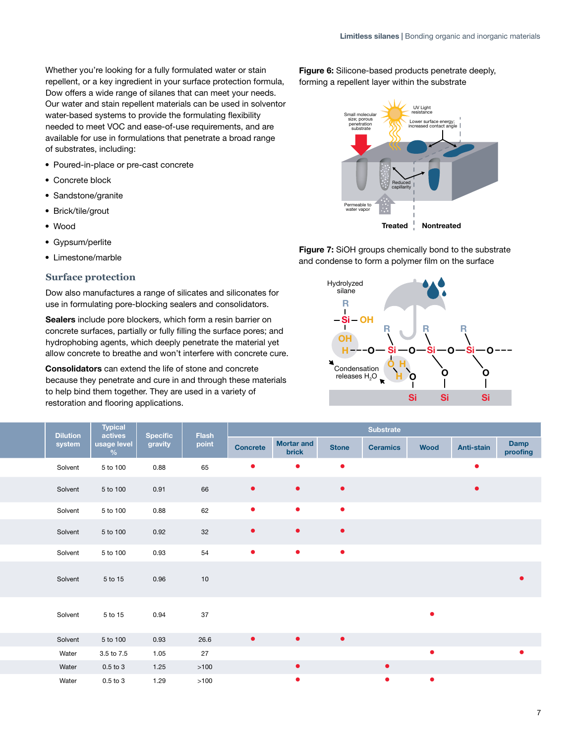Whether you're looking for a fully formulated water or stain repellent, or a key ingredient in your surface protection formula, Dow offers a wide range of silanes that can meet your needs. Our water and stain repellent materials can be used in solventor water-based systems to provide the formulating flexibility needed to meet VOC and ease-of-use requirements, and are available for use in formulations that penetrate a broad range of substrates, including:

- Poured-in-place or pre-cast concrete
- Concrete block
- Sandstone/granite
- Brick/tile/grout
- Wood
- Gypsum/perlite
- Limestone/marble

## Surface protection

Dow also manufactures a range of silicates and siliconates for use in formulating pore-blocking sealers and consolidators.

**Sealers** include pore blockers, which form a resin barrier on concrete surfaces, partially or fully filling the surface pores; and hydrophobing agents, which deeply penetrate the material yet allow concrete to breathe and won't interfere with concrete cure.

**Consolidators** can extend the life of stone and concrete because they penetrate and cure in and through these materials to help bind them together. They are used in a variety of restoration and flooring applications.

**Figure 6:** Silicone-based products penetrate deeply, forming a repellent layer within the substrate

**Figure 7:** SiOH groups chemically bond to the substrate and condense to form a polymer film on the surface

| | Dilution system | Typical actives usage level % | Specific gravity | Flash point | Substrate | | | | | | |
|---|---|---|---|---|---|---|---|---|---|---|---|
| | | | | | Concrete | Mortar and brick | Stone | Ceramics | Wood | Anti-stain | Damp proofing |
| | Solvent | 5 to 100 | 0.88 | 65 | ● | ● | ● | | | ● | |
| | Solvent | 5 to 100 | 0.91 | 66 | ● | ● | ● | | | ● | |
| | Solvent | 5 to 100 | 0.88 | 62 | ● | ● | ● | | | | |
| | Solvent | 5 to 100 | 0.92 | 32 | ● | ● | ● | | | | |
| | Solvent | 5 to 100 | 0.93 | 54 | ● | ● | ● | | | | |
| | Solvent | 5 to 15 | 0.96 | 10 | | | | | | | ● |
| | Solvent | 5 to 15 | 0.94 | 37 | | | | | ● | | |
| | Solvent | 5 to 100 | 0.93 | 26.6 | ● | ● | ● | | | | |
| | Water | 3.5 to 7.5 | 1.05 | 27 | | | | | ● | | ● |
| | Water | 0.5 to 3 | 1.25 | >100 | | ● | | ● | | | |
| | Water | 0.5 to 3 | 1.29 | >100 | | ● | | ● | ● | | |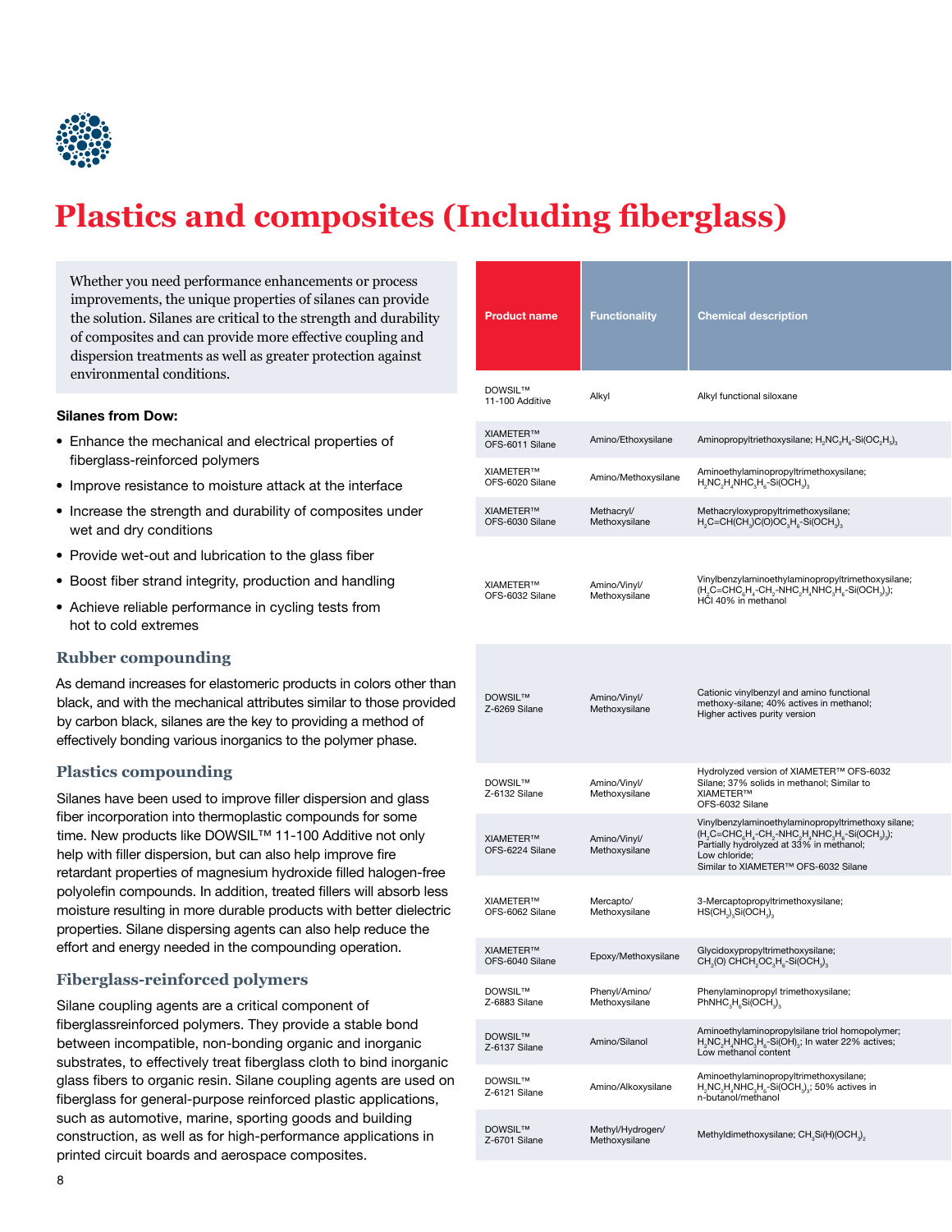# Plastics and composites (Including fiberglass)

Whether you need performance enhancements or process improvements, the unique properties of silanes can provide the solution. Silanes are critical to the strength and durability of composites and can provide more effective coupling and dispersion treatments as well as greater protection against environmental conditions.

**Silanes from Dow:**

- Enhance the mechanical and electrical properties of fiberglass-reinforced polymers
- Improve resistance to moisture attack at the interface
- Increase the strength and durability of composites under wet and dry conditions
- Provide wet-out and lubrication to the glass fiber
- Boost fiber strand integrity, production and handling
- Achieve reliable performance in cycling tests from hot to cold extremes

## Rubber compounding

As demand increases for elastomeric products in colors other than black, and with the mechanical attributes similar to those provided by carbon black, silanes are the key to providing a method of effectively bonding various inorganics to the polymer phase.

## Plastics compounding

Silanes have been used to improve filler dispersion and glass fiber incorporation into thermoplastic compounds for some time. New products like DOWSIL™ 11-100 Additive not only help with filler dispersion, but can also help improve fire retardant properties of magnesium hydroxide filled halogen-free polyolefin compounds. In addition, treated fillers will absorb less moisture resulting in more durable products with better dielectric properties. Silane dispersing agents can also help reduce the effort and energy needed in the compounding operation.

## Fiberglass-reinforced polymers

Silane coupling agents are a critical component of fiberglassreinforced polymers. They provide a stable bond between incompatible, non-bonding organic and inorganic substrates, to effectively treat fiberglass cloth to bind inorganic glass fibers to organic resin. Silane coupling agents are used on fiberglass for general-purpose reinforced plastic applications, such as automotive, marine, sporting goods and building construction, as well as for high-performance applications in printed circuit boards and aerospace composites.

| Product name | Functionality | Chemical description |
|---|---|---|
| DOWSIL™ 11-100 Additive | Alkyl | Alkyl functional siloxane |
| XIAMETER™ OFS-6011 Silane | Amino/Ethoxysilane | Aminopropyltriethoxysilane; $H_2NC_3H_6\text{-}Si(OC_2H_5)_3$ |
| XIAMETER™ OFS-6020 Silane | Amino/Methoxysilane | Aminoethylaminopropyltrimethoxysilane; $H_2NC_2H_4NHC_3H_6\text{-}Si(OCH_3)_3$ |
| XIAMETER™ OFS-6030 Silane | Methacryl/ Methoxysilane | Methacryloxypropyltrimethoxysilane; $H_2C{=}CH(CH_3)C(O)OC_3H_6\text{-}Si(OCH_3)_3$ |
| XIAMETER™ OFS-6032 Silane | Amino/Vinyl/ Methoxysilane | Vinylbenzylaminoethylaminopropyltrimethoxysilane; $(H_2C{=}CHC_6H_4\text{-}CH_2\text{-}NHC_2H_4NHC_3H_6\text{-}Si(OCH_3)_3)$; HCl 40% in methanol |
| DOWSIL™ Z-6269 Silane | Amino/Vinyl/ Methoxysilane | Cationic vinylbenzyl and amino functional methoxy-silane; 40% actives in methanol; Higher actives purity version |
| DOWSIL™ Z-6132 Silane | Amino/Vinyl/ Methoxysilane | Hydrolyzed version of XIAMETER™ OFS-6032 Silane; 37% solids in methanol; Similar to XIAMETER™ OFS-6032 Silane |
| XIAMETER™ OFS-6224 Silane | Amino/Vinyl/ Methoxysilane | Vinylbenzylaminoethylaminopropyltrimethoxy silane; $(H_2C{=}CHC_6H_4\text{-}CH_2\text{-}NHC_2H_4NHC_3H_6\text{-}Si(OCH_3)_3)$; Partially hydrolyzed at 33% in methanol; Low chloride; Similar to XIAMETER™ OFS-6032 Silane |
| XIAMETER™ OFS-6062 Silane | Mercapto/ Methoxysilane | 3-Mercaptopropyltrimethoxysilane; $HS(CH_2)_3Si(OCH_3)_3$ |
| XIAMETER™ OFS-6040 Silane | Epoxy/Methoxysilane | Glycidoxypropyltrimethoxysilane; $CH_2(O)\ CHCH_2OC_3H_6\text{-}Si(OCH_3)_3$ |
| DOWSIL™ Z-6883 Silane | Phenyl/Amino/ Methoxysilane | Phenylaminopropyl trimethoxysilane; $PhNHC_3H_6Si(OCH_3)_3$ |
| DOWSIL™ Z-6137 Silane | Amino/Silanol | Aminoethylaminopropylsilane triol homopolymer; $H_2NC_2H_4NHC_3H_6\text{-}Si(OH)_3$; In water 22% actives; Low methanol content |
| DOWSIL™ Z-6121 Silane | Amino/Alkoxysilane | Aminoethylaminopropyltrimethoxysilane; $H_2NC_2H_4NHC_3H_6\text{-}Si(OCH_3)_3$; 50% actives in n-butanol/methanol |
| DOWSIL™ Z-6701 Silane | Methyl/Hydrogen/ Methoxysilane | Methyldimethoxysilane; $CH_3Si(H)(OCH_3)_2$ |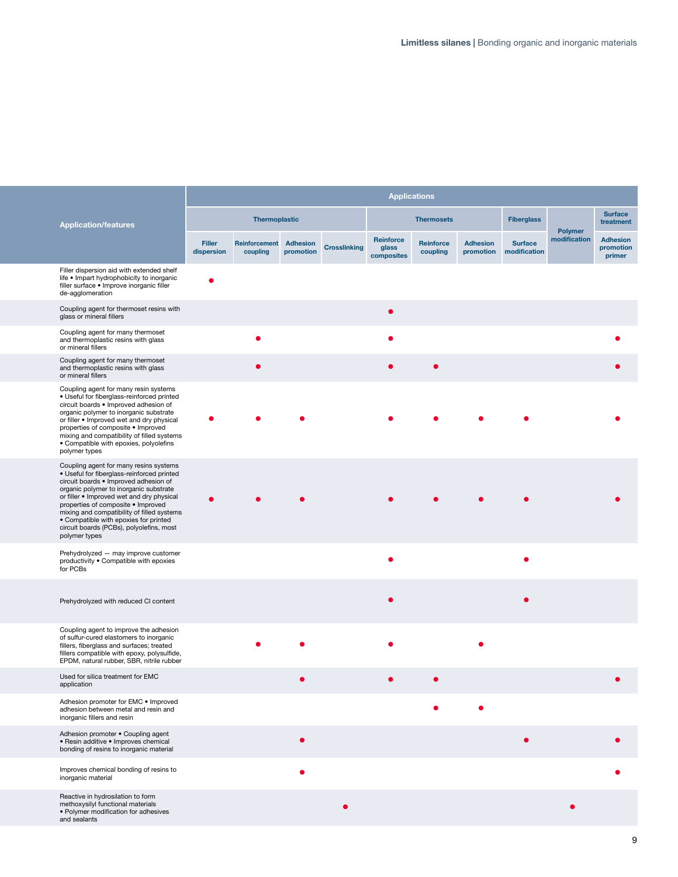| Application/features | Applications | | | | | | | | | |
|---|---|---|---|---|---|---|---|---|---|---|
| | Thermoplastic | | | | Thermosets | | | Fiberglass | Polymer modification | Surface treatment |
| | Filler dispersion | Reinforcement coupling | Adhesion promotion | Crosslinking | Reinforce glass composites | Reinforce coupling | Adhesion promotion | Surface modification | | Adhesion promotion primer |
| Filler dispersion aid with extended shelf life • Impart hydrophobicity to inorganic filler surface • Improve inorganic filler de-agglomeration | ● | | | | | | | | | |
| Coupling agent for thermoset resins with glass or mineral fillers | | | | | ● | | | | | |
| Coupling agent for many thermoset and thermoplastic resins with glass or mineral fillers | | ● | | | ● | | | | | ● |
| Coupling agent for many thermoset and thermoplastic resins with glass or mineral fillers | | ● | | | ● | ● | | | | ● |
| Coupling agent for many resin systems • Useful for fiberglass-reinforced printed circuit boards • Improved adhesion of organic polymer to inorganic substrate or filler • Improved wet and dry physical properties of composite • Improved mixing and compatibility of filled systems • Compatible with epoxies, polyolefins polymer types | ● | ● | ● | | ● | ● | ● | ● | | ● |
| Coupling agent for many resins systems • Useful for fiberglass-reinforced printed circuit boards • Improved adhesion of organic polymer to inorganic substrate or filler • Improved wet and dry physical properties of composite • Improved mixing and compatibility of filled systems • Compatible with epoxies for printed circuit boards (PCBs), polyolefins, most polymer types | ● | ● | ● | | ● | ● | ● | ● | | ● |
| Prehydrolyzed — may improve customer productivity • Compatible with epoxies for PCBs | | | | | ● | | | ● | | |
| Prehydrolyzed with reduced Cl content | | | | | ● | | | ● | | |
| Coupling agent to improve the adhesion of sulfur-cured elastomers to inorganic fillers, fiberglass and surfaces; treated fillers compatible with epoxy, polysulfide, EPDM, natural rubber, SBR, nitrile rubber | | ● | ● | | ● | | ● | | | |
| Used for silica treatment for EMC application | | | ● | | ● | ● | | | | ● |
| Adhesion promoter for EMC • Improved adhesion between metal and resin and inorganic fillers and resin | | | | | | ● | ● | | | |
| Adhesion promoter • Coupling agent • Resin additive • Improves chemical bonding of resins to inorganic material | | | ● | | | | | ● | | ● |
| Improves chemical bonding of resins to inorganic material | | | ● | | | | | | | ● |
| Reactive in hydrosilation to form methoxysilyl functional materials • Polymer modification for adhesives and sealants | | | | ● | | | | | ● | |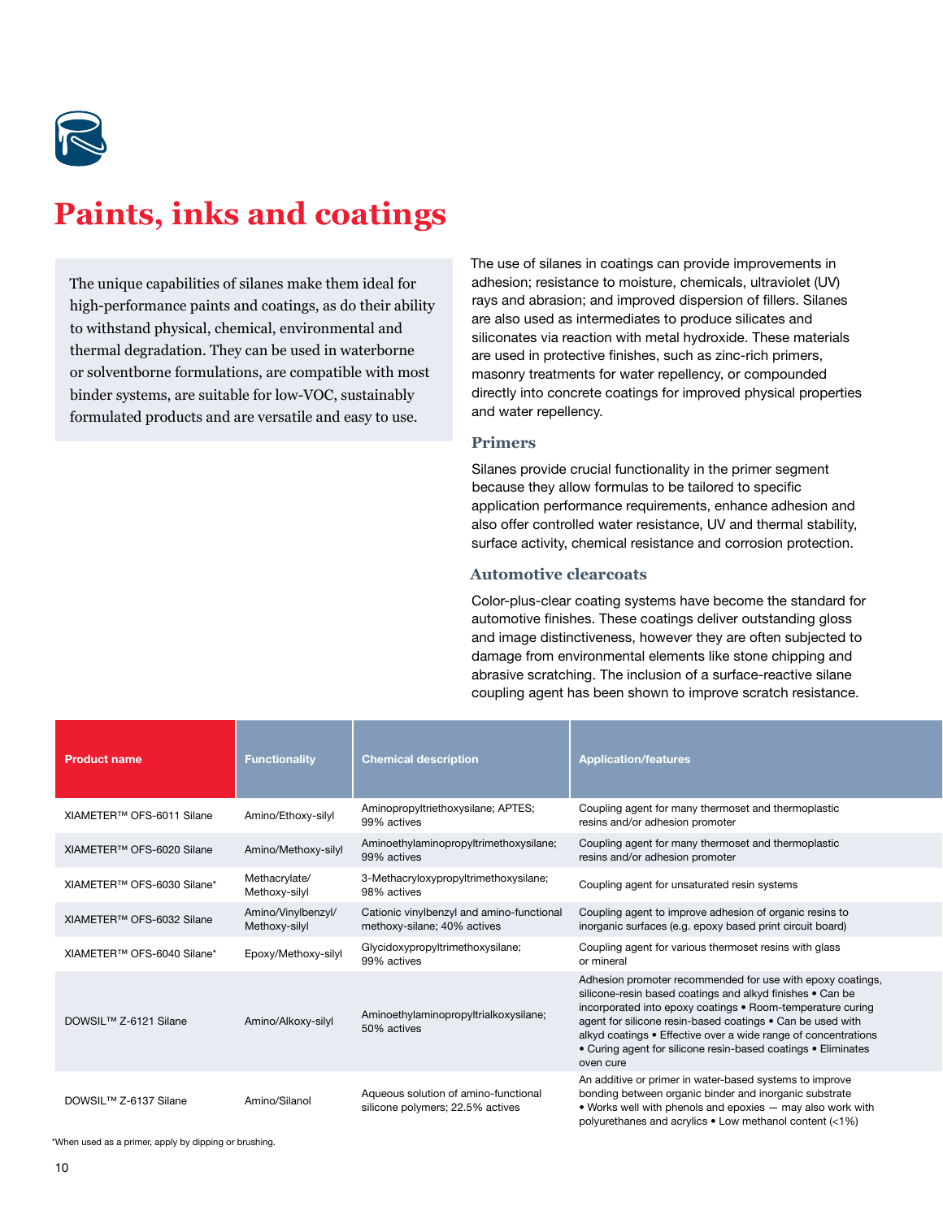# Paints, inks and coatings

The unique capabilities of silanes make them ideal for high-performance paints and coatings, as do their ability to withstand physical, chemical, environmental and thermal degradation. They can be used in waterborne or solventborne formulations, are compatible with most binder systems, are suitable for low-VOC, sustainably formulated products and are versatile and easy to use.

The use of silanes in coatings can provide improvements in adhesion; resistance to moisture, chemicals, ultraviolet (UV) rays and abrasion; and improved dispersion of fillers. Silanes are also used as intermediates to produce silicates and siliconates via reaction with metal hydroxide. These materials are used in protective finishes, such as zinc-rich primers, masonry treatments for water repellency, or compounded directly into concrete coatings for improved physical properties and water repellency.

### Primers

Silanes provide crucial functionality in the primer segment because they allow formulas to be tailored to specific application performance requirements, enhance adhesion and also offer controlled water resistance, UV and thermal stability, surface activity, chemical resistance and corrosion protection.

### Automotive clearcoats

Color-plus-clear coating systems have become the standard for automotive finishes. These coatings deliver outstanding gloss and image distinctiveness, however they are often subjected to damage from environmental elements like stone chipping and abrasive scratching. The inclusion of a surface-reactive silane coupling agent has been shown to improve scratch resistance.

| Product name | Functionality | Chemical description | Application/features |
|---|---|---|---|
| XIAMETER™ OFS-6011 Silane | Amino/Ethoxy-silyl | Aminopropyltriethoxysilane; APTES; 99% actives | Coupling agent for many thermoset and thermoplastic resins and/or adhesion promoter |
| XIAMETER™ OFS-6020 Silane | Amino/Methoxy-silyl | Aminoethylaminopropyltrimethoxysilane; 99% actives | Coupling agent for many thermoset and thermoplastic resins and/or adhesion promoter |
| XIAMETER™ OFS-6030 Silane* | Methacrylate/ Methoxy-silyl | 3-Methacryloxypropyltrimethoxysilane; 98% actives | Coupling agent for unsaturated resin systems |
| XIAMETER™ OFS-6032 Silane | Amino/Vinylbenzyl/ Methoxy-silyl | Cationic vinylbenzyl and amino-functional methoxy-silane; 40% actives | Coupling agent to improve adhesion of organic resins to inorganic surfaces (e.g. epoxy based print circuit board) |
| XIAMETER™ OFS-6040 Silane* | Epoxy/Methoxy-silyl | Glycidoxypropyltrimethoxysilane; 99% actives | Coupling agent for various thermoset resins with glass or mineral |
| DOWSIL™ Z-6121 Silane | Amino/Alkoxy-silyl | Aminoethylaminopropyltrialkoxysilane; 50% actives | Adhesion promoter recommended for use with epoxy coatings, silicone-resin based coatings and alkyd finishes • Can be incorporated into epoxy coatings • Room-temperature curing agent for silicone resin-based coatings • Can be used with alkyd coatings • Effective over a wide range of concentrations • Curing agent for silicone resin-based coatings • Eliminates oven cure |
| DOWSIL™ Z-6137 Silane | Amino/Silanol | Aqueous solution of amino-functional silicone polymers; 22.5% actives | An additive or primer in water-based systems to improve bonding between organic binder and inorganic substrate • Works well with phenols and epoxies — may also work with polyurethanes and acrylics • Low methanol content (<1%) |

*When used as a primer, apply by dipping or brushing.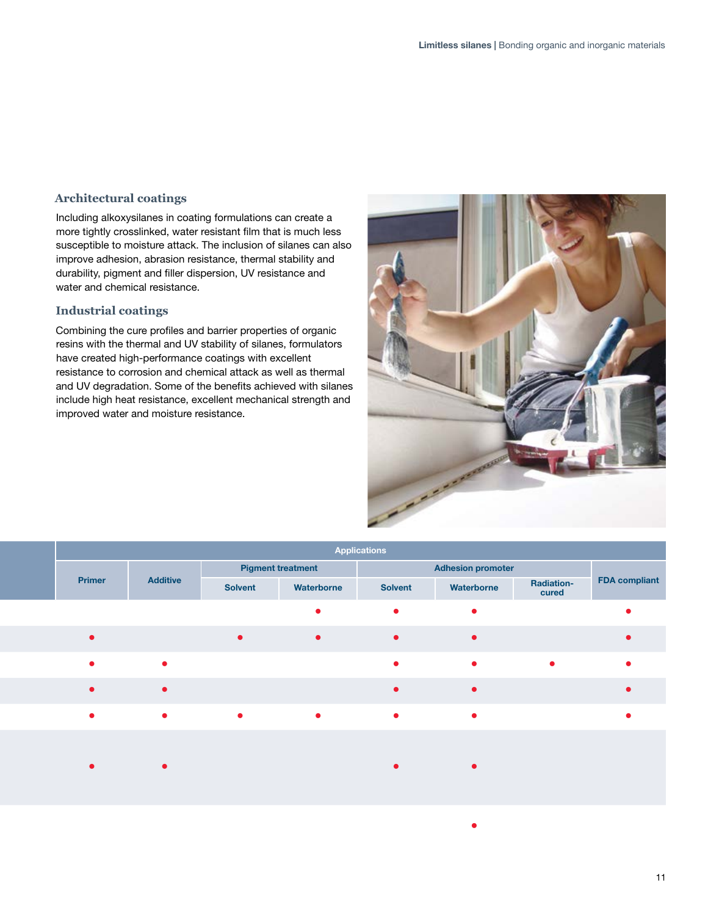### Architectural coatings

Including alkoxysilanes in coating formulations can create a more tightly crosslinked, water resistant film that is much less susceptible to moisture attack. The inclusion of silanes can also improve adhesion, abrasion resistance, thermal stability and durability, pigment and filler dispersion, UV resistance and water and chemical resistance.

### Industrial coatings

Combining the cure profiles and barrier properties of organic resins with the thermal and UV stability of silanes, formulators have created high-performance coatings with excellent resistance to corrosion and chemical attack as well as thermal and UV degradation. Some of the benefits achieved with silanes include high heat resistance, excellent mechanical strength and improved water and moisture resistance.

| Applications | | | | | | | |
|---|---|---|---|---|---|---|---|
| Primer | Additive | Pigment treatment | | Adhesion promoter | | | FDA compliant |
| | | Solvent | Waterborne | Solvent | Waterborne | Radiation-cured | |
| | | | • | • | • | | • |
| • | | • | • | • | • | | • |
| • | • | | | • | • | • | • |
| • | • | | | • | • | | • |
| • | • | • | • | • | • | | • |
| • | • | | | • | • | | |
| | | | | | • | | |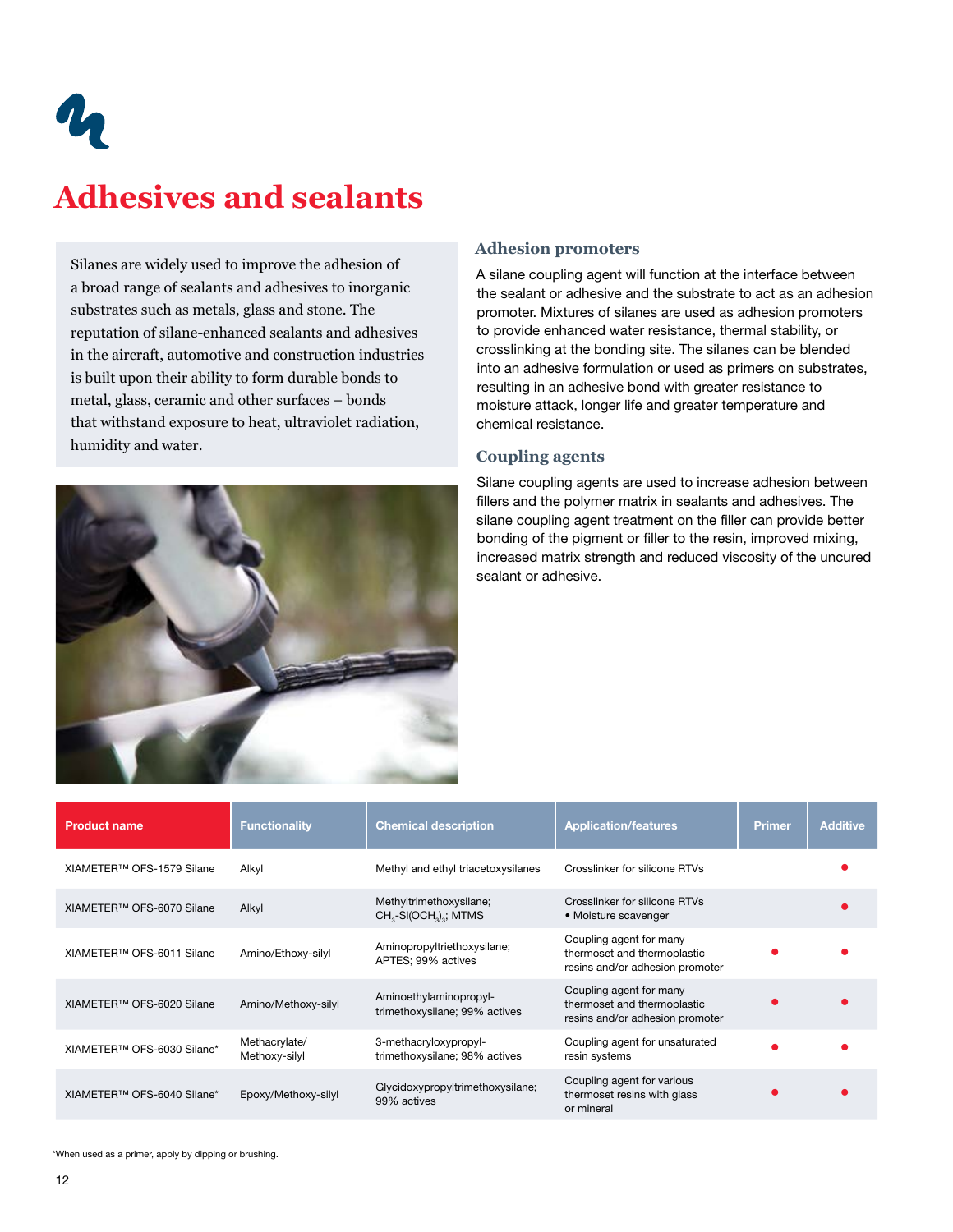# Adhesives and sealants

Silanes are widely used to improve the adhesion of a broad range of sealants and adhesives to inorganic substrates such as metals, glass and stone. The reputation of silane-enhanced sealants and adhesives in the aircraft, automotive and construction industries is built upon their ability to form durable bonds to metal, glass, ceramic and other surfaces – bonds that withstand exposure to heat, ultraviolet radiation, humidity and water.

## Adhesion promoters

A silane coupling agent will function at the interface between the sealant or adhesive and the substrate to act as an adhesion promoter. Mixtures of silanes are used as adhesion promoters to provide enhanced water resistance, thermal stability, or crosslinking at the bonding site. The silanes can be blended into an adhesive formulation or used as primers on substrates, resulting in an adhesive bond with greater resistance to moisture attack, longer life and greater temperature and chemical resistance.

## Coupling agents

Silane coupling agents are used to increase adhesion between fillers and the polymer matrix in sealants and adhesives. The silane coupling agent treatment on the filler can provide better bonding of the pigment or filler to the resin, improved mixing, increased matrix strength and reduced viscosity of the uncured sealant or adhesive.

| Product name | Functionality | Chemical description | Application/features | Primer | Additive |
|---|---|---|---|---|---|
| XIAMETER™ OFS-1579 Silane | Alkyl | Methyl and ethyl triacetoxysilanes | Crosslinker for silicone RTVs | | ● |
| XIAMETER™ OFS-6070 Silane | Alkyl | Methyltrimethoxysilane; $CH_3$-$Si(OCH_3)_3$; MTMS | Crosslinker for silicone RTVs • Moisture scavenger | | ● |
| XIAMETER™ OFS-6011 Silane | Amino/Ethoxy-silyl | Aminopropyltriethoxysilane; APTES; 99% actives | Coupling agent for many thermoset and thermoplastic resins and/or adhesion promoter | ● | ● |
| XIAMETER™ OFS-6020 Silane | Amino/Methoxy-silyl | Aminoethylaminopropyl-trimethoxysilane; 99% actives | Coupling agent for many thermoset and thermoplastic resins and/or adhesion promoter | ● | ● |
| XIAMETER™ OFS-6030 Silane* | Methacrylate/ Methoxy-silyl | 3-methacryloxypropyl-trimethoxysilane; 98% actives | Coupling agent for unsaturated resin systems | ● | ● |
| XIAMETER™ OFS-6040 Silane* | Epoxy/Methoxy-silyl | Glycidoxypropyltrimethoxysilane; 99% actives | Coupling agent for various thermoset resins with glass or mineral | ● | ● |

*When used as a primer, apply by dipping or brushing.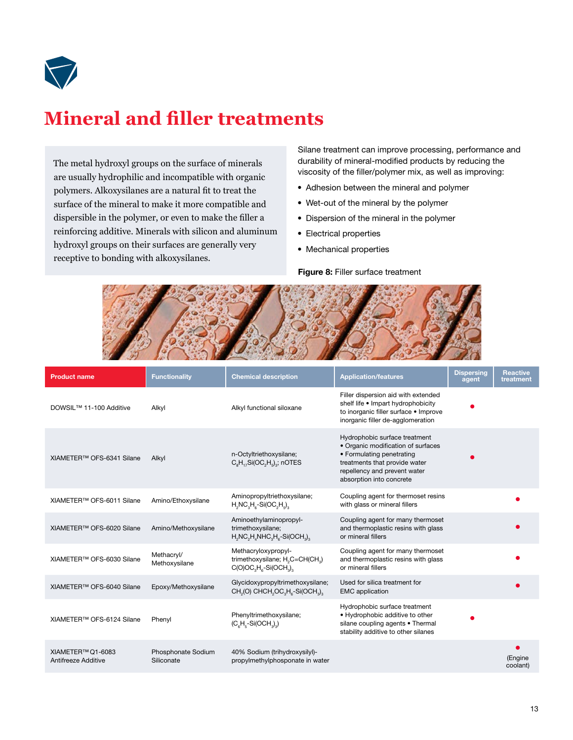# Mineral and filler treatments

The metal hydroxyl groups on the surface of minerals are usually hydrophilic and incompatible with organic polymers. Alkoxysilanes are a natural fit to treat the surface of the mineral to make it more compatible and dispersible in the polymer, or even to make the filler a reinforcing additive. Minerals with silicon and aluminum hydroxyl groups on their surfaces are generally very receptive to bonding with alkoxysilanes.

Silane treatment can improve processing, performance and durability of mineral-modified products by reducing the viscosity of the filler/polymer mix, as well as improving:

- Adhesion between the mineral and polymer
- Wet-out of the mineral by the polymer
- Dispersion of the mineral in the polymer
- Electrical properties
- Mechanical properties

**Figure 8:** Filler surface treatment

| Product name | Functionality | Chemical description | Application/features | Dispersing agent | Reactive treatment |
|---|---|---|---|---|---|
| DOWSIL™ 11-100 Additive | Alkyl | Alkyl functional siloxane | Filler dispersion aid with extended shelf life • Impart hydrophobicity to inorganic filler surface • Improve inorganic filler de-agglomeration | ● | |
| XIAMETER™ OFS-6341 Silane | Alkyl | n-Octyltriethoxysilane; $C_8H_{17}Si(OC_2H_5)_3$; nOTES | Hydrophobic surface treatment • Organic modification of surfaces • Formulating penetrating treatments that provide water repellency and prevent water absorption into concrete | ● | |
| XIAMETER™ OFS-6011 Silane | Amino/Ethoxysilane | Aminopropyltriethoxysilane; $H_2NC_3H_6\text{-}Si(OC_2H_5)_3$ | Coupling agent for thermoset resins with glass or mineral fillers | | ● |
| XIAMETER™ OFS-6020 Silane | Amino/Methoxysilane | Aminoethylaminopropyl-trimethoxysilane; $H_2NC_2H_4NHC_3H_6\text{-}Si(OCH_3)_3$ | Coupling agent for many thermoset and thermoplastic resins with glass or mineral fillers | | ● |
| XIAMETER™ OFS-6030 Silane | Methacryl/ Methoxysilane | Methacryloxypropyl-trimethoxysilane; $H_2C{=}CH(CH_3)C(O)OC_3H_6\text{-}Si(OCH_3)_3$ | Coupling agent for many thermoset and thermoplastic resins with glass or mineral fillers | | ● |
| XIAMETER™ OFS-6040 Silane | Epoxy/Methoxysilane | Glycidoxypropyltrimethoxysilane; $CH_2(O)\,CHCH_2OC_3H_6\text{-}Si(OCH_3)_3$ | Used for silica treatment for EMC application | | ● |
| XIAMETER™ OFS-6124 Silane | Phenyl | Phenyltrimethoxysilane; $(C_6H_5\text{-}Si(OCH_3)_3)$ | Hydrophobic surface treatment • Hydrophobic additive to other silane coupling agents • Thermal stability additive to other silanes | ● | |
| XIAMETER™ Q1-6083 Antifreeze Additive | Phosphonate Sodium Siliconate | 40% Sodium (trihydroxysilyl)-propylmethylphosponate in water | | | ● (Engine coolant) |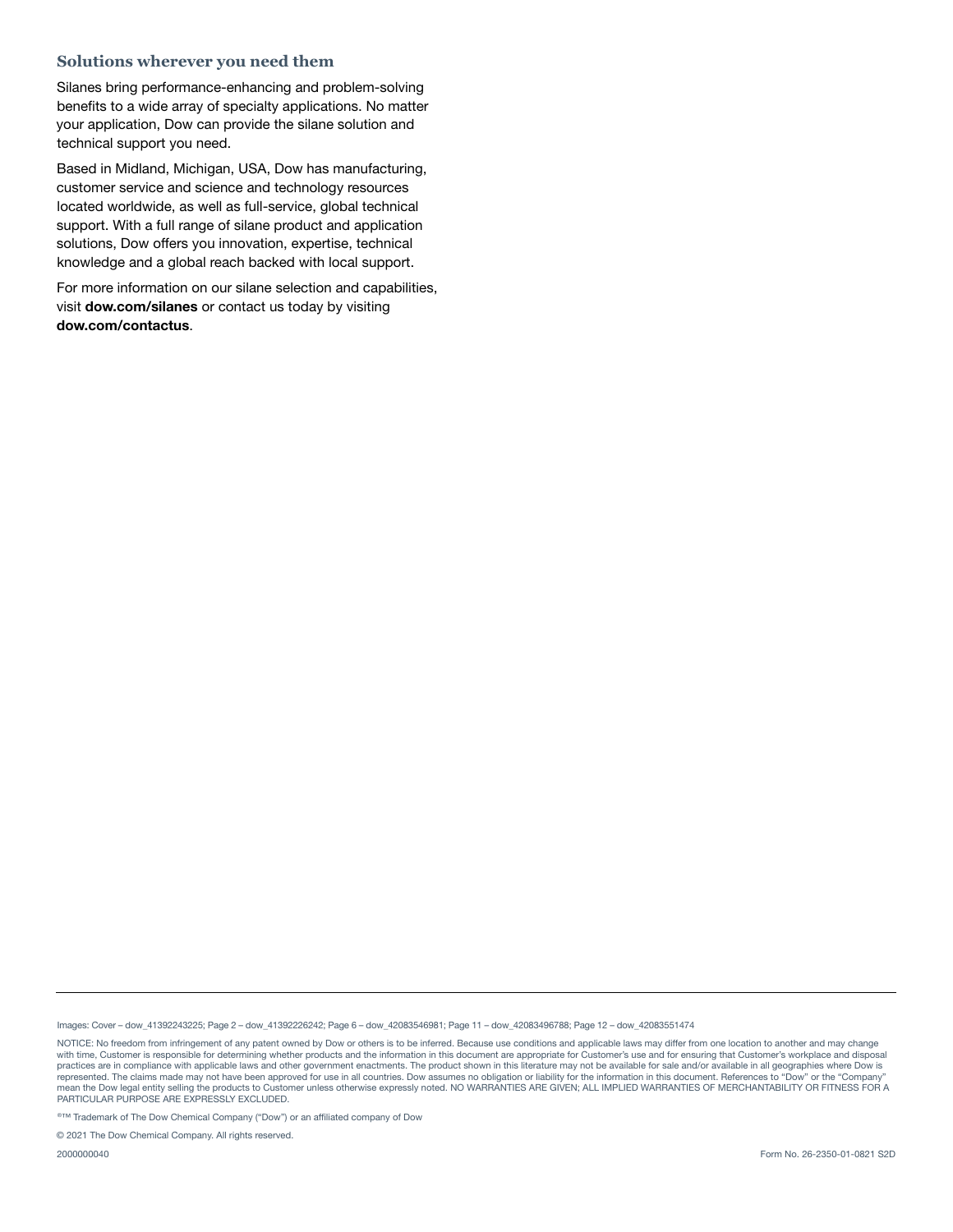### Solutions wherever you need them

Silanes bring performance-enhancing and problem-solving benefits to a wide array of specialty applications. No matter your application, Dow can provide the silane solution and technical support you need.

Based in Midland, Michigan, USA, Dow has manufacturing, customer service and science and technology resources located worldwide, as well as full-service, global technical support. With a full range of silane product and application solutions, Dow offers you innovation, expertise, technical knowledge and a global reach backed with local support.

For more information on our silane selection and capabilities, visit **dow.com/silanes** or contact us today by visiting **dow.com/contactus**.

---

Images: Cover – dow_41392243225; Page 2 – dow_41392226242; Page 6 – dow_42083546981; Page 11 – dow_42083496788; Page 12 – dow_42083551474

NOTICE: No freedom from infringement of any patent owned by Dow or others is to be inferred. Because use conditions and applicable laws may differ from one location to another and may change with time, Customer is responsible for determining whether products and the information in this document are appropriate for Customer's use and for ensuring that Customer's workplace and disposal practices are in compliance with applicable laws and other government enactments. The product shown in this literature may not be available for sale and/or available in all geographies where Dow is represented. The claims made may not have been approved for use in all countries. Dow assumes no obligation or liability for the information in this document. References to "Dow" or the "Company" mean the Dow legal entity selling the products to Customer unless otherwise expressly noted. NO WARRANTIES ARE GIVEN; ALL IMPLIED WARRANTIES OF MERCHANTABILITY OR FITNESS FOR A PARTICULAR PURPOSE ARE EXPRESSLY EXCLUDED.

®™ Trademark of The Dow Chemical Company ("Dow") or an affiliated company of Dow

© 2021 The Dow Chemical Company. All rights reserved.

2000000040

Form No. 26-2350-01-0821 S2D